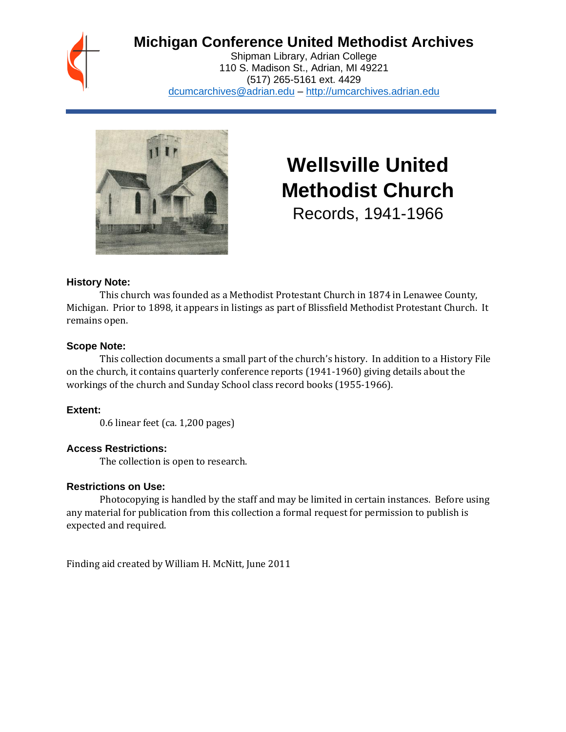# Michigan Conference United Methodist Archives

Shipman Library, Adrian College
110 S. Madison St., Adrian, MI 49221
(517) 265-5161 ext. 4429
dcumcarchives@adrian.edu – http://umcarchives.adrian.edu

# Wellsville United Methodist Church

Records, 1941-1966

### History Note:

This church was founded as a Methodist Protestant Church in 1874 in Lenawee County, Michigan. Prior to 1898, it appears in listings as part of Blissfield Methodist Protestant Church. It remains open.

### Scope Note:

This collection documents a small part of the church's history. In addition to a History File on the church, it contains quarterly conference reports (1941-1960) giving details about the workings of the church and Sunday School class record books (1955-1966).

### Extent:

0.6 linear feet (ca. 1,200 pages)

### Access Restrictions:

The collection is open to research.

### Restrictions on Use:

Photocopying is handled by the staff and may be limited in certain instances. Before using any material for publication from this collection a formal request for permission to publish is expected and required.

Finding aid created by William H. McNitt, June 2011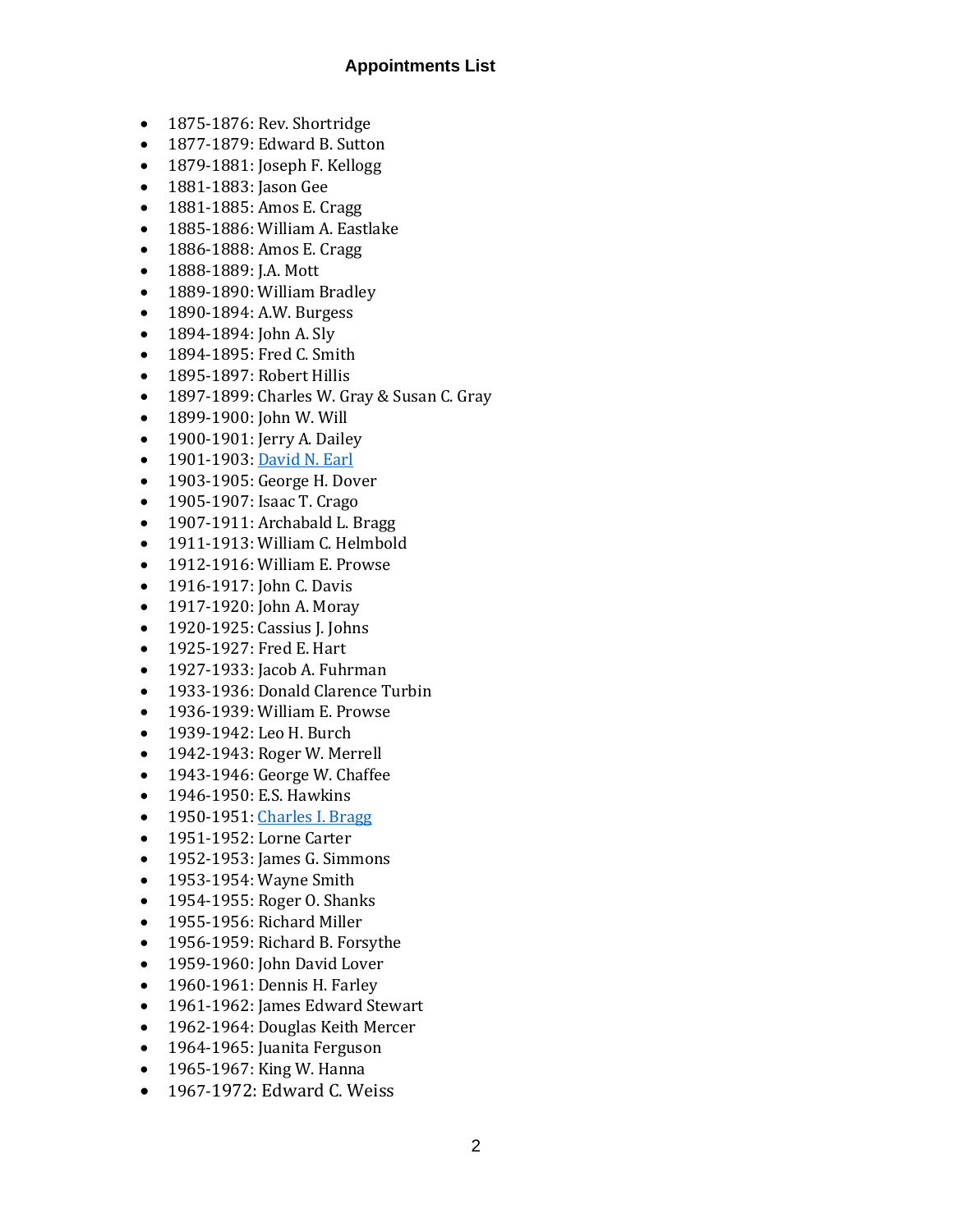### Appointments List

- 1875-1876: Rev. Shortridge
- 1877-1879: Edward B. Sutton
- 1879-1881: Joseph F. Kellogg
- 1881-1883: Jason Gee
- 1881-1885: Amos E. Cragg
- 1885-1886: William A. Eastlake
- 1886-1888: Amos E. Cragg
- 1888-1889: J.A. Mott
- 1889-1890: William Bradley
- 1890-1894: A.W. Burgess
- 1894-1894: John A. Sly
- 1894-1895: Fred C. Smith
- 1895-1897: Robert Hillis
- 1897-1899: Charles W. Gray & Susan C. Gray
- 1899-1900: John W. Will
- 1900-1901: Jerry A. Dailey
- 1901-1903: David N. Earl
- 1903-1905: George H. Dover
- 1905-1907: Isaac T. Crago
- 1907-1911: Archabald L. Bragg
- 1911-1913: William C. Helmbold
- 1912-1916: William E. Prowse
- 1916-1917: John C. Davis
- 1917-1920: John A. Moray
- 1920-1925: Cassius J. Johns
- 1925-1927: Fred E. Hart
- 1927-1933: Jacob A. Fuhrman
- 1933-1936: Donald Clarence Turbin
- 1936-1939: William E. Prowse
- 1939-1942: Leo H. Burch
- 1942-1943: Roger W. Merrell
- 1943-1946: George W. Chaffee
- 1946-1950: E.S. Hawkins
- 1950-1951: Charles I. Bragg
- 1951-1952: Lorne Carter
- 1952-1953: James G. Simmons
- 1953-1954: Wayne Smith
- 1954-1955: Roger O. Shanks
- 1955-1956: Richard Miller
- 1956-1959: Richard B. Forsythe
- 1959-1960: John David Lover
- 1960-1961: Dennis H. Farley
- 1961-1962: James Edward Stewart
- 1962-1964: Douglas Keith Mercer
- 1964-1965: Juanita Ferguson
- 1965-1967: King W. Hanna
- 1967-1972: Edward C. Weiss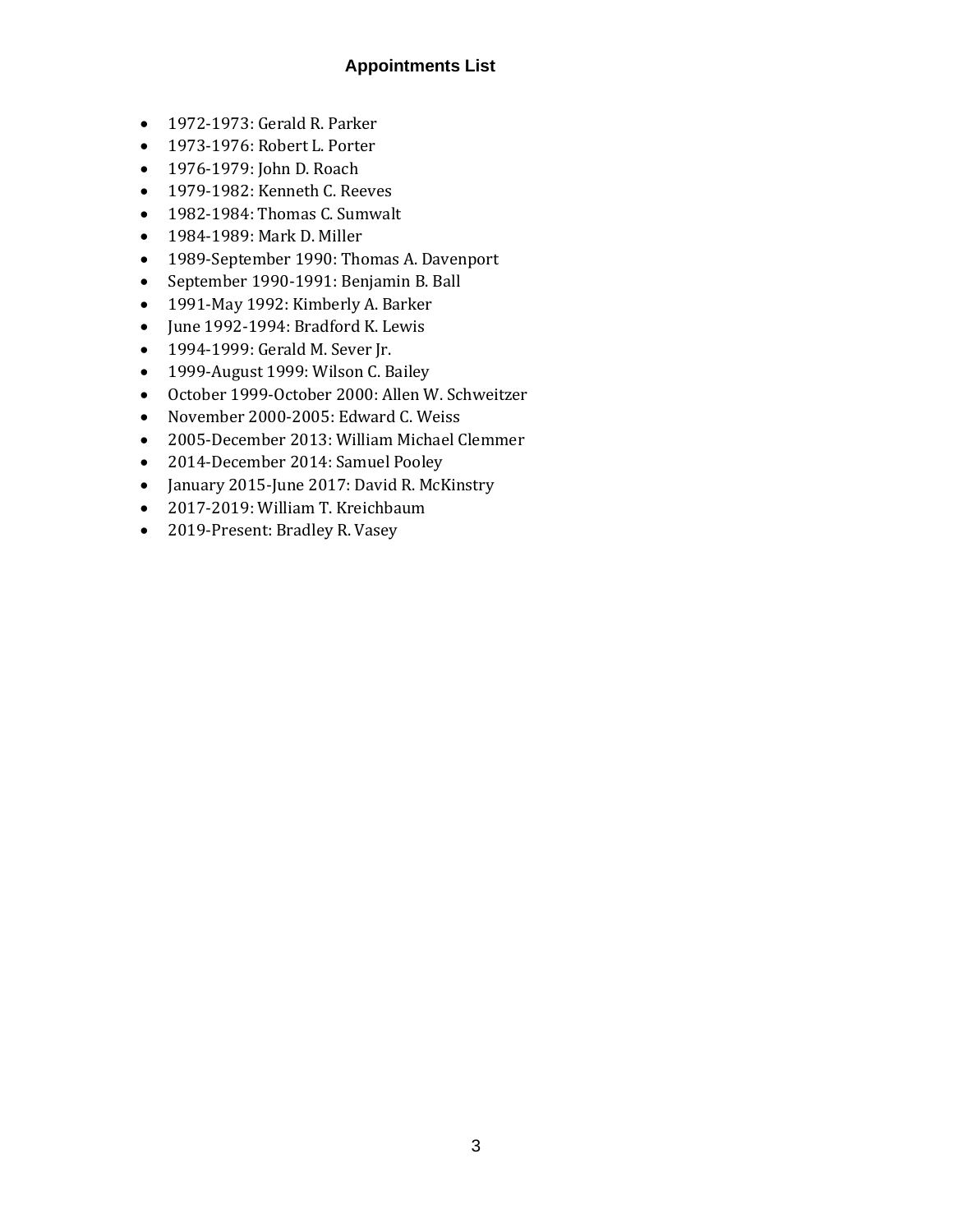# Appointments List

- 1972-1973: Gerald R. Parker
- 1973-1976: Robert L. Porter
- 1976-1979: John D. Roach
- 1979-1982: Kenneth C. Reeves
- 1982-1984: Thomas C. Sumwalt
- 1984-1989: Mark D. Miller
- 1989-September 1990: Thomas A. Davenport
- September 1990-1991: Benjamin B. Ball
- 1991-May 1992: Kimberly A. Barker
- June 1992-1994: Bradford K. Lewis
- 1994-1999: Gerald M. Sever Jr.
- 1999-August 1999: Wilson C. Bailey
- October 1999-October 2000: Allen W. Schweitzer
- November 2000-2005: Edward C. Weiss
- 2005-December 2013: William Michael Clemmer
- 2014-December 2014: Samuel Pooley
- January 2015-June 2017: David R. McKinstry
- 2017-2019: William T. Kreichbaum
- 2019-Present: Bradley R. Vasey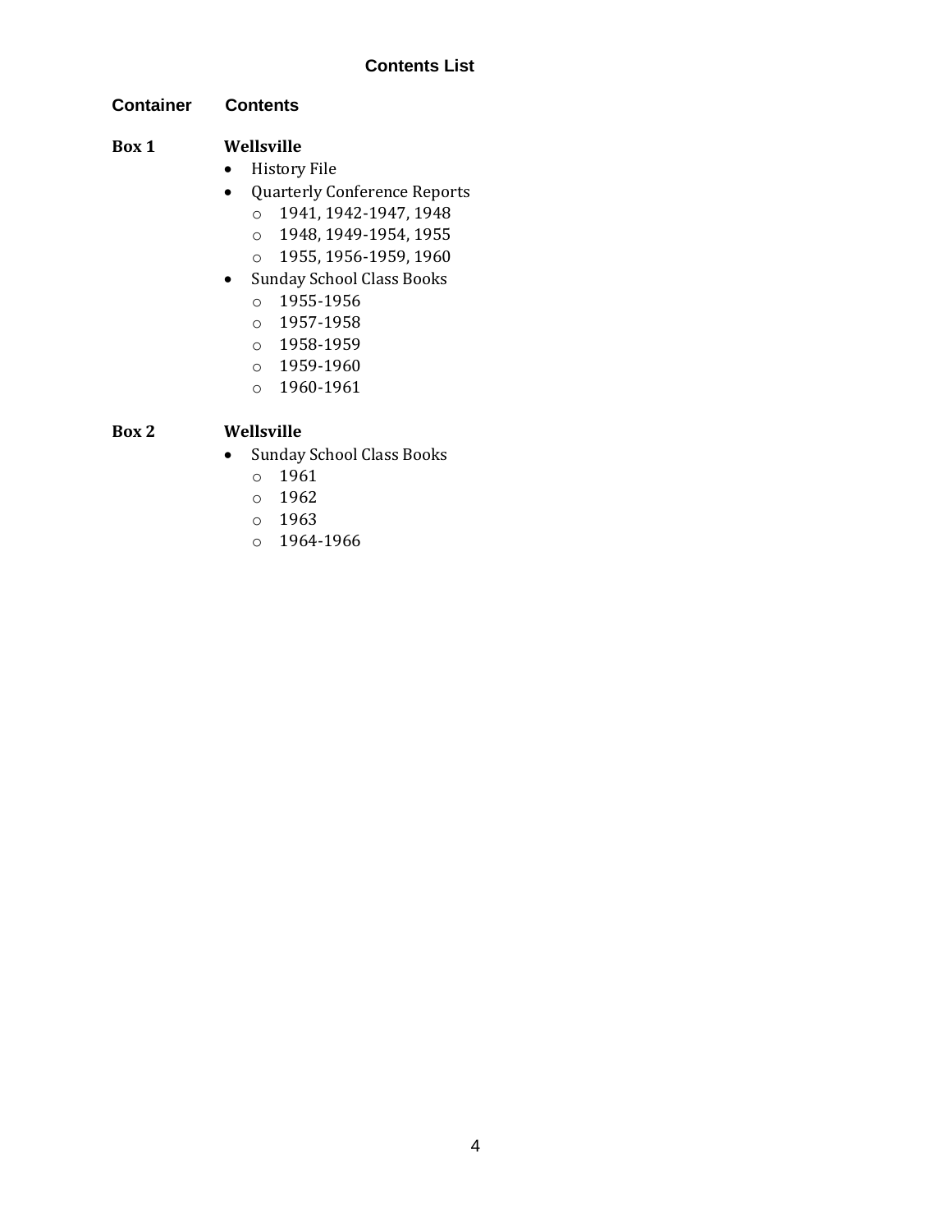## Contents List

| Container | Contents |
|---|---|
| **Box 1** | **Wellsville** |

**Box 1** — **Wellsville**

- History File
- Quarterly Conference Reports
  - 1941, 1942-1947, 1948
  - 1948, 1949-1954, 1955
  - 1955, 1956-1959, 1960
- Sunday School Class Books
  - 1955-1956
  - 1957-1958
  - 1958-1959
  - 1959-1960
  - 1960-1961

**Box 2** — **Wellsville**

- Sunday School Class Books
  - 1961
  - 1962
  - 1963
  - 1964-1966